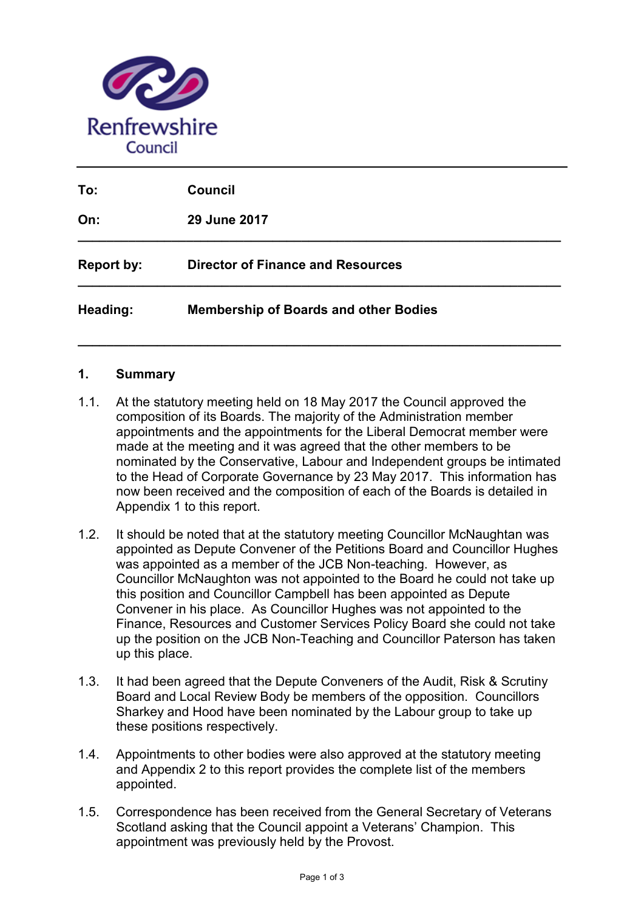Renfrewshire Council

| To: | Council |
|---|---|
| On: | 29 June 2017 |

| Report by: | Director of Finance and Resources |
|---|---|

| Heading: | Membership of Boards and other Bodies |
|---|---|

## 1. Summary

1.1. At the statutory meeting held on 18 May 2017 the Council approved the composition of its Boards. The majority of the Administration member appointments and the appointments for the Liberal Democrat member were made at the meeting and it was agreed that the other members to be nominated by the Conservative, Labour and Independent groups be intimated to the Head of Corporate Governance by 23 May 2017. This information has now been received and the composition of each of the Boards is detailed in Appendix 1 to this report.

1.2. It should be noted that at the statutory meeting Councillor McNaughtan was appointed as Depute Convener of the Petitions Board and Councillor Hughes was appointed as a member of the JCB Non-teaching. However, as Councillor McNaughton was not appointed to the Board he could not take up this position and Councillor Campbell has been appointed as Depute Convener in his place. As Councillor Hughes was not appointed to the Finance, Resources and Customer Services Policy Board she could not take up the position on the JCB Non-Teaching and Councillor Paterson has taken up this place.

1.3. It had been agreed that the Depute Conveners of the Audit, Risk & Scrutiny Board and Local Review Body be members of the opposition. Councillors Sharkey and Hood have been nominated by the Labour group to take up these positions respectively.

1.4. Appointments to other bodies were also approved at the statutory meeting and Appendix 2 to this report provides the complete list of the members appointed.

1.5. Correspondence has been received from the General Secretary of Veterans Scotland asking that the Council appoint a Veterans' Champion. This appointment was previously held by the Provost.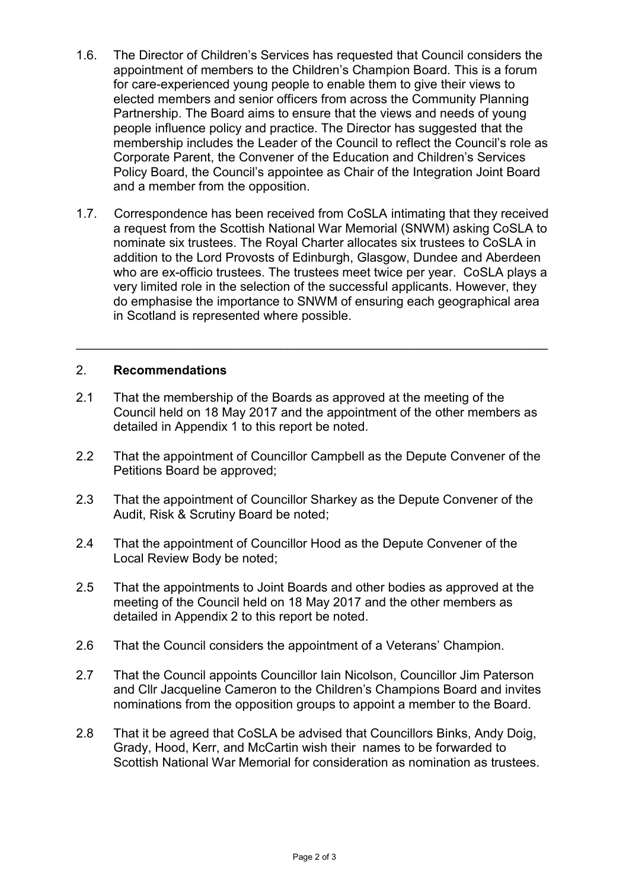1.6. The Director of Children's Services has requested that Council considers the appointment of members to the Children's Champion Board. This is a forum for care-experienced young people to enable them to give their views to elected members and senior officers from across the Community Planning Partnership. The Board aims to ensure that the views and needs of young people influence policy and practice. The Director has suggested that the membership includes the Leader of the Council to reflect the Council's role as Corporate Parent, the Convener of the Education and Children's Services Policy Board, the Council's appointee as Chair of the Integration Joint Board and a member from the opposition.

1.7. Correspondence has been received from CoSLA intimating that they received a request from the Scottish National War Memorial (SNWM) asking CoSLA to nominate six trustees. The Royal Charter allocates six trustees to CoSLA in addition to the Lord Provosts of Edinburgh, Glasgow, Dundee and Aberdeen who are ex-officio trustees. The trustees meet twice per year. CoSLA plays a very limited role in the selection of the successful applicants. However, they do emphasise the importance to SNWM of ensuring each geographical area in Scotland is represented where possible.

---

## 2. Recommendations

2.1 That the membership of the Boards as approved at the meeting of the Council held on 18 May 2017 and the appointment of the other members as detailed in Appendix 1 to this report be noted.

2.2 That the appointment of Councillor Campbell as the Depute Convener of the Petitions Board be approved;

2.3 That the appointment of Councillor Sharkey as the Depute Convener of the Audit, Risk & Scrutiny Board be noted;

2.4 That the appointment of Councillor Hood as the Depute Convener of the Local Review Body be noted;

2.5 That the appointments to Joint Boards and other bodies as approved at the meeting of the Council held on 18 May 2017 and the other members as detailed in Appendix 2 to this report be noted.

2.6 That the Council considers the appointment of a Veterans' Champion.

2.7 That the Council appoints Councillor Iain Nicolson, Councillor Jim Paterson and Cllr Jacqueline Cameron to the Children's Champions Board and invites nominations from the opposition groups to appoint a member to the Board.

2.8 That it be agreed that CoSLA be advised that Councillors Binks, Andy Doig, Grady, Hood, Kerr, and McCartin wish their names to be forwarded to Scottish National War Memorial for consideration as nomination as trustees.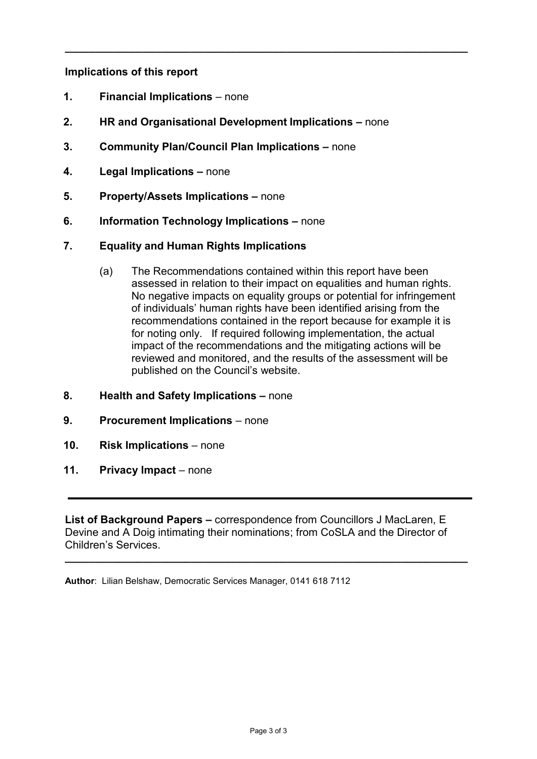---

**Implications of this report**

1. **Financial Implications** – none

2. **HR and Organisational Development Implications –** none

3. **Community Plan/Council Plan Implications –** none

4. **Legal Implications –** none

5. **Property/Assets Implications –** none

6. **Information Technology Implications –** none

7. **Equality and Human Rights Implications**

   (a) The Recommendations contained within this report have been assessed in relation to their impact on equalities and human rights. No negative impacts on equality groups or potential for infringement of individuals' human rights have been identified arising from the recommendations contained in the report because for example it is for noting only. If required following implementation, the actual impact of the recommendations and the mitigating actions will be reviewed and monitored, and the results of the assessment will be published on the Council's website.

8. **Health and Safety Implications –** none

9. **Procurement Implications** – none

10. **Risk Implications** – none

11. **Privacy Impact** – none

---

**List of Background Papers –** correspondence from Councillors J MacLaren, E Devine and A Doig intimating their nominations; from CoSLA and the Director of Children's Services.

---

**Author**: Lilian Belshaw, Democratic Services Manager, 0141 618 7112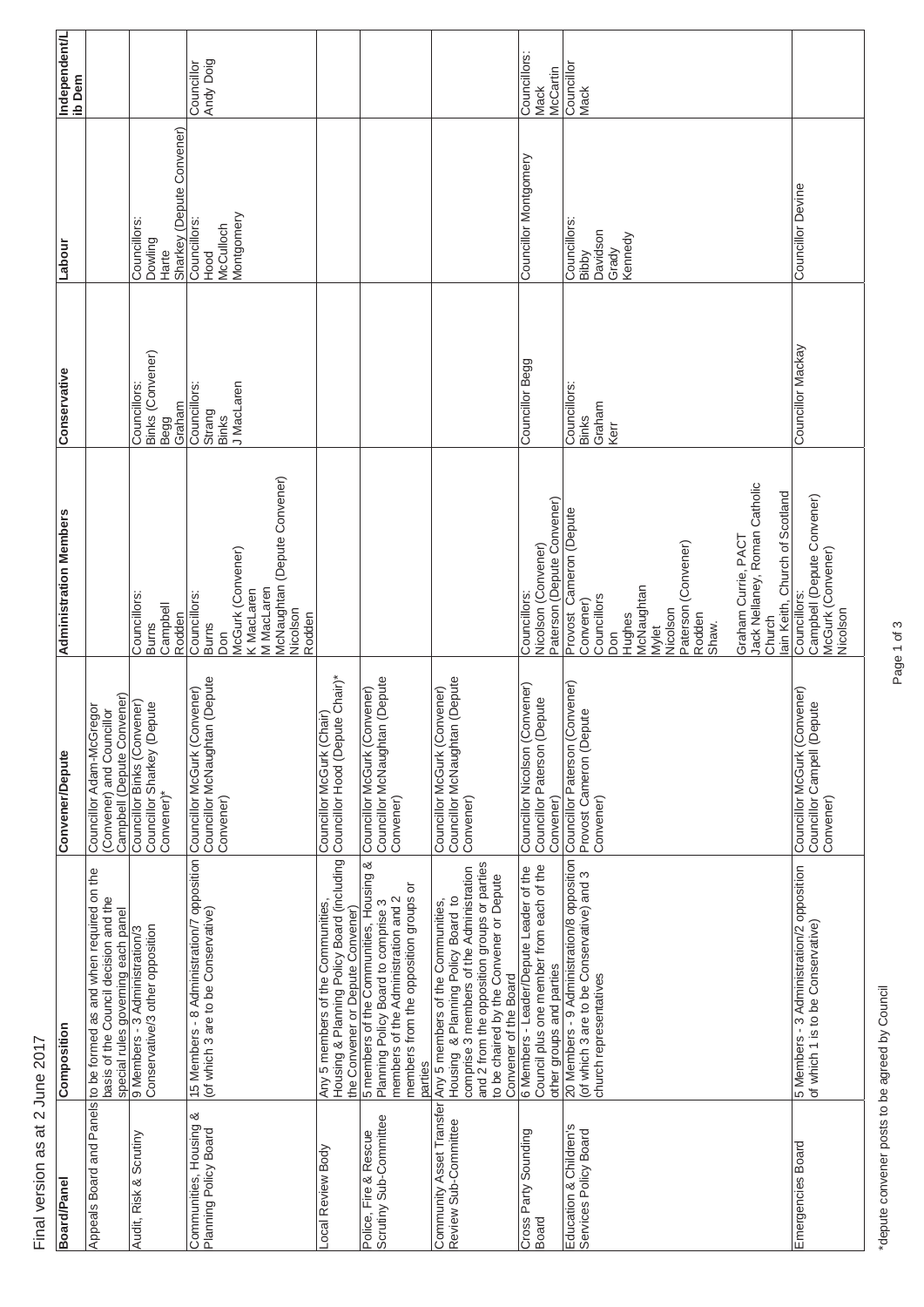Final version as at 2 June 2017

| Board/Panel | Composition | Convener/Depute | Administration Members | Conservative | Labour | Independent/Lib Dem |
|---|---|---|---|---|---|---|
| Appeals Board and Panels | to be formed as and when required on the basis of the Council decision and the special rules governing each panel | Councillor Adam-McGregor (Convener) and Councillor Campbell (Depute Convener) | | | | |
| Audit, Risk & Scrutiny | 9 Members - 3 Administration/3 Conservative/3 other opposition | Councillor Binks (Convener) Councillor Sharkey (Depute Convener)* | Councillors: Burns Campbell Rodden | Councillors: Binks (Convener) Begg Graham | Councillors: Dowling Harte Sharkey (Depute Convener) | |
| Communities, Housing & Planning Policy Board | 15 Members - 8 Administration/7 opposition (of which 3 are to be Conservative) | Councillor McGurk (Convener) Councillor McNaughtan (Depute Convener) | Councillors: Burns Don McGurk (Convener) K MacLaren M MacLaren McNaughtan (Depute Convener) Nicolson Rodden | Councillors: Strang Binks J MacLaren | Councillors: Hood McCulloch Montgomery | Councillor Andy Doig |
| Local Review Body | Any 5 members of the Communities, Housing & Planning Policy Board (including the Convener or Depute Convener) | Councillor McGurk (Chair) Councillor Hood (Depute Chair)* | | | | |
| Police, Fire & Rescue Scrutiny Sub-Committee | 5 members of the Communities, Housing & Planning Policy Board to comprise 3 members of the Administration and 2 members from the opposition groups or parties | Councillor McGurk (Convener) Councillor McNaughtan (Depute Convener) | | | | |
| Community Asset Transfer Review Sub-Committee | Any 5 members of the Communities, Housing & Planning Policy Board to comprise 3 members of the Administration and 2 from the opposition groups or parties to be chaired by the Convener or Depute Convener of the Board | Councillor McGurk (Convener) Councillor McNaughtan (Depute Convener) | | | | |
| Cross Party Sounding Board | 6 Members - Leader/Depute Leader of the Council plus one member from each of the other groups and parties | Councillor Nicolson (Convener) Councillor Paterson (Depute Convener) | Councillors: Nicolson (Convener) Paterson (Depute Convener) | Councillor Begg | Councillor Montgomery | Councillors: Mack McCartin |
| Education & Children's Services Policy Board | 20 Members - 9 Administration/8 opposition (of which 3 are to be Conservative) and 3 church representatives | Councillor Paterson (Convener) Provost Cameron (Depute Convener) | Provost Cameron (Depute Convener) Councillors Don Hughes McNaughtan Mylet Nicolson Paterson (Convener) Rodden Shaw. Graham Currie, PACT Jack Nellaney, Roman Catholic Church Iain Keith, Church of Scotland | Councillors: Binks Graham Kerr | Councillors: Bibby Davidson Grady Kennedy | Councillor Mack |
| Emergencies Board | 5 Members - 3 Administration/2 opposition of which 1 is to be Conservative) | Councillor McGurk (Convener) Councillor Campbell (Depute Convener) | Councillors: Campbell (Depute Convener) McGurk (Convener) Nicolson | Councillor Mackay | Councillor Devine | |

*depute convener posts to be agreed by Council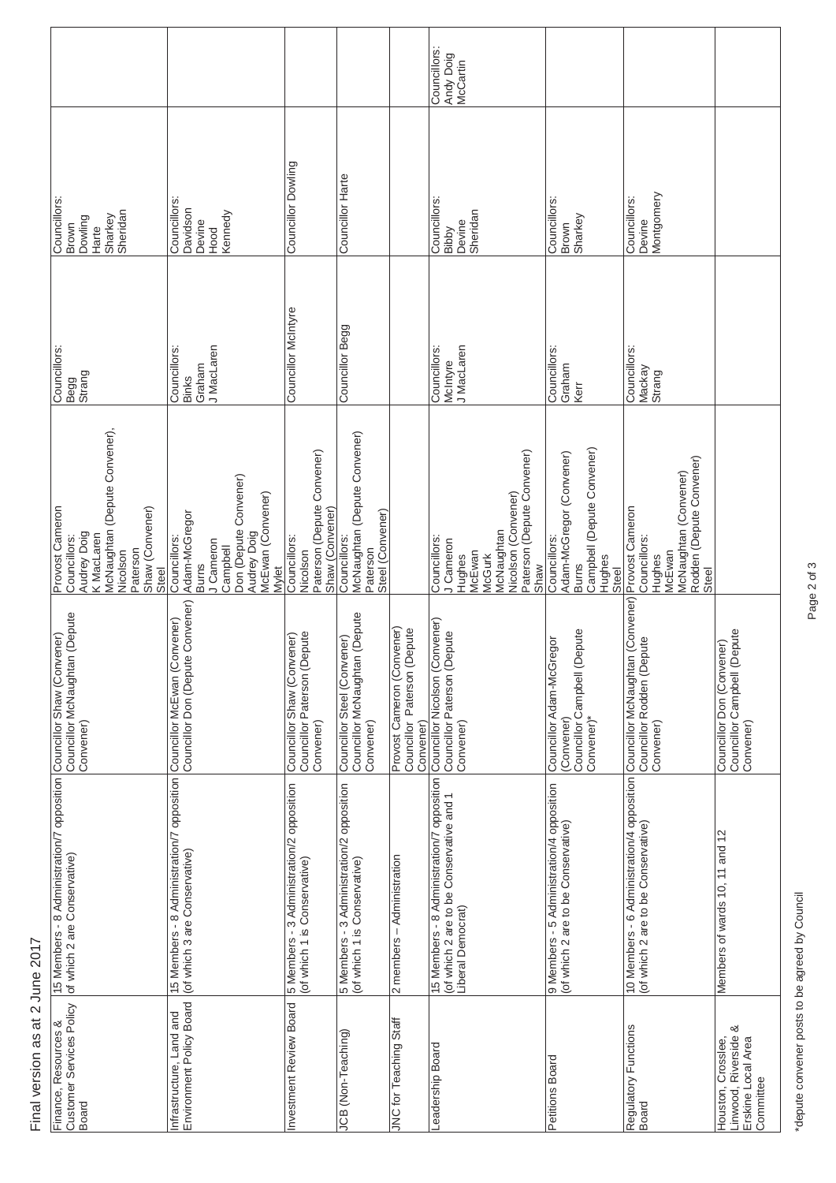Final version as at 2 June 2017

| | | | | | | |
|---|---|---|---|---|---|---|
| Finance, Resources & Customer Services Policy Board | 15 Members - 8 Administration/7 opposition of which 2 are Conservative) | Councillor Shaw (Convener) Councillor McNaughtan (Depute Convener) | Provost Cameron Councillors: Audrey Doig K MacLaren McNaughtan (Depute Convener), Nicolson Paterson Shaw (Convener) Steel | Councillors: Begg Strang | Councillors: Brown Dowling Harte Sharkey Sheridan | |
| Infrastructure, Land and Environment Policy Board | 15 Members - 8 Administration/7 opposition (of which 3 are Conservative) | Councillor McEwan (Convener) Councillor Don (Depute Convener) | Councillors: Adam-McGregor Burns J Cameron Campbell Don (Depute Convener) Audrey Doig McEwan (Convener) Mylet | Councillors: Binks Graham J MacLaren | Councillors: Davidson Devine Hood Kennedy | |
| Investment Review Board | 5 Members - 3 Administration/2 opposition (of which 1 is Conservative) | Councillor Shaw (Convener) Councillor Paterson (Depute Convener) | Councillors: Nicolson Paterson (Depute Convener) Shaw (Convener) | Councillor McIntyre | Councillor Dowling | |
| JCB (Non-Teaching) | 5 Members - 3 Administration/2 opposition (of which 1 is Conservative) | Councillor Steel (Convener) Councillor McNaughtan (Depute Convener) | Councillors: McNaughtan (Depute Convener) Paterson Steel (Convener) | Councillor Begg | Councillor Harte | |
| JNC for Teaching Staff | 2 members – Administration | Provost Cameron (Convener) Councillor Paterson (Depute Convener) | | | | |
| Leadership Board | 15 Members - 8 Administration/7 opposition (of which 2 are to be Conservative and 1 Liberal Democrat) | Councillor Nicolson (Convener) Councillor Paterson (Depute Convener) | Councillors: J Cameron Hughes McEwan McGurk McNaughtan Nicolson (Convener) Paterson (Depute Convener) Shaw | Councillors: McIntyre J MacLaren | Councillors: Bibby Devine Sheridan | Councillors: Andy Doig McCartin |
| Petitions Board | 9 Members - 5 Administration/4 opposition (of which 2 are to be Conservative) | Councillor Adam-McGregor (Convener) Councillor Campbell (Depute Convener)* | Councillors: Adam-McGregor (Convener) Burns Campbell (Depute Convener) Hughes Steel | Councillors: Graham Kerr | Councillors: Brown Sharkey | |
| Regulatory Functions Board | 10 Members - 6 Administration/4 opposition (of which 2 are to be Conservative) | Councillor McNaughtan (Convener) Councillor Rodden (Depute Convener) | Provost Cameron Councillors: Hughes McEwan McNaughtan (Convener) Rodden (Depute Convener) Steel | Councillors: Mackay Strang | Councillors: Devine Montgomery | |
| Houston, Crosslee, Linwood, Riverside & Erskine Local Area Committee | Members of wards 10, 11 and 12 | Councillor Don (Convener) Councillor Campbell (Depute Convener) | | | | |

*depute convener posts to be agreed by Council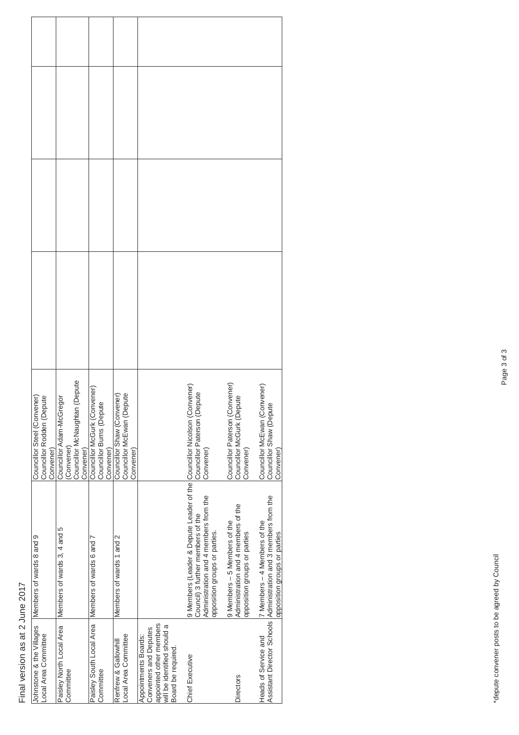Final version as at 2 June 2017

| | | | | | |
|---|---|---|---|---|---|
| Johnstone & the Villages Local Area Committee | Members of wards 8 and 9 | Councillor Steel (Convener) Councillor Rodden (Depute Convener) | | | |
| Paisley North Local Area Committee | Members of wards 3, 4 and 5 | Councillor Adam-McGregor (Convener) Councillor McNaughtan (Depute Convener) | | | |
| Paisley South Local Area Committee | Members of wards 6 and 7 | Councillor McGurk (Convener) Councillor Burns (Depute Convener) | | | |
| Renfrew & Gallowhill Local Area Committee | Members of wards 1 and 2 | Councillor Shaw (Convener) Councillor McEwan (Depute Convener) | | | |
| Appointments Boards: Conveners and Deputes appointed other members will be identified should a Board be required. | | | | | |
| Chief Executive | 9 Members (Leader & Depute Leader of the Council) 3 further members of the Administration and 4 members from the opposition groups or parties. | Councillor Nicolson (Convener) Councillor Paterson (Depute Convener) | | | |
| Directors | 9 Members – 5 Members of the Administration and 4 members of the opposition groups or parties | Councillor Paterson (Convener) Councillor McGurk (Depute Convener) | | | |
| Heads of Service and Assistant Director Schools | 7 Members – 4 Members of the Administration and 3 members from the opposition groups or parties | Councillor McEwan (Convener) Councillor Shaw (Depute Convener) | | | |

*depute convener posts to be agreed by Council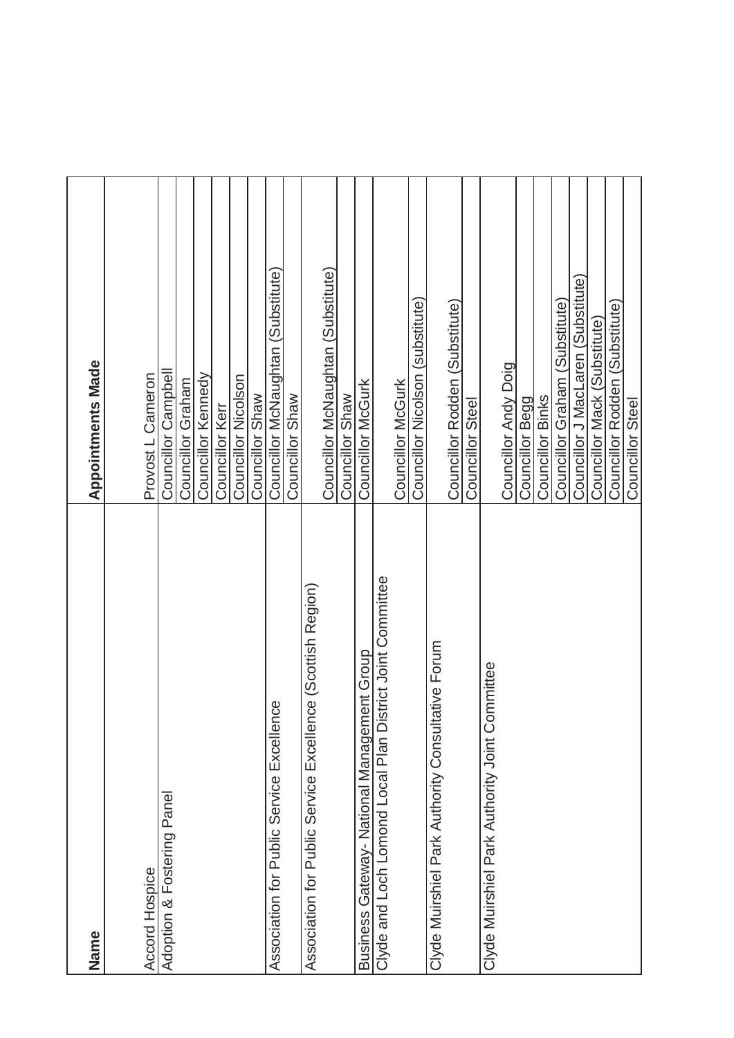| Name | Appointments Made |
|---|---|
| Accord Hospice | Provost L Cameron |
| Adoption & Fostering Panel | Councillor Campbell |
| | Councillor Graham |
| | Councillor Kennedy |
| | Councillor Kerr |
| | Councillor Nicolson |
| | Councillor Shaw |
| Association for Public Service Excellence | Councillor McNaughtan (Substitute) |
| | Councillor Shaw |
| Association for Public Service Excellence (Scottish Region) | Councillor McNaughtan (Substitute) |
| | Councillor Shaw |
| Business Gateway- National Management Group | Councillor McGurk |
| Clyde and Loch Lomond Local Plan District Joint Committee | Councillor McGurk |
| | Councillor Nicolson (substitute) |
| Clyde Muirshiel Park Authority Consultative Forum | Councillor Rodden (Substitute) |
| | Councillor Steel |
| Clyde Muirshiel Park Authority Joint Committee | Councillor Andy Doig |
| | Councillor Begg |
| | Councillor Binks |
| | Councillor Graham (Substitute) |
| | Councillor J MacLaren (Substitute) |
| | Councillor Mack (Substitute) |
| | Councillor Rodden (Substitute) |
| | Councillor Steel |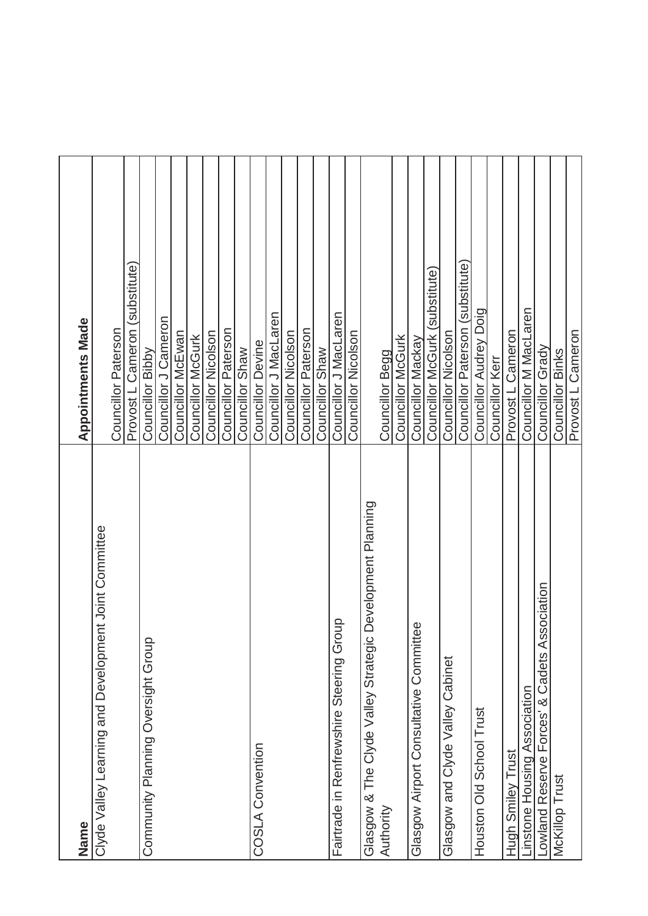| Name | Appointments Made |
|---|---|
| Clyde Valley Learning and Development Joint Committee | Councillor Paterson |
| | Provost L Cameron (substitute) |
| Community Planning Oversight Group | Councillor Bibby |
| | Councillor J Cameron |
| | Councillor McEwan |
| | Councillor McGurk |
| | Councillor Nicolson |
| | Councillor Paterson |
| | Councillor Shaw |
| COSLA Convention | Councillor Devine |
| | Councillor J MacLaren |
| | Councillor Nicolson |
| | Councillor Paterson |
| | Councillor Shaw |
| Fairtrade in Renfrewshire Steering Group | Councillor J MacLaren |
| | Councillor Nicolson |
| Glasgow & The Clyde Valley Strategic Development Planning Authority | Councillor Begg |
| | Councillor McGurk |
| Glasgow Airport Consultative Committee | Councillor Mackay |
| | Councillor McGurk (substitute) |
| Glasgow and Clyde Valley Cabinet | Councillor Nicolson |
| | Councillor Paterson (substitute) |
| Houston Old School Trust | Councillor Audrey Doig |
| | Councillor Kerr |
| Hugh Smiley Trust | Provost L Cameron |
| Linstone Housing Association | Councillor M MacLaren |
| Lowland Reserve Forces' & Cadets Association | Councillor Grady |
| McKillop Trust | Councillor Binks |
| | Provost L Cameron |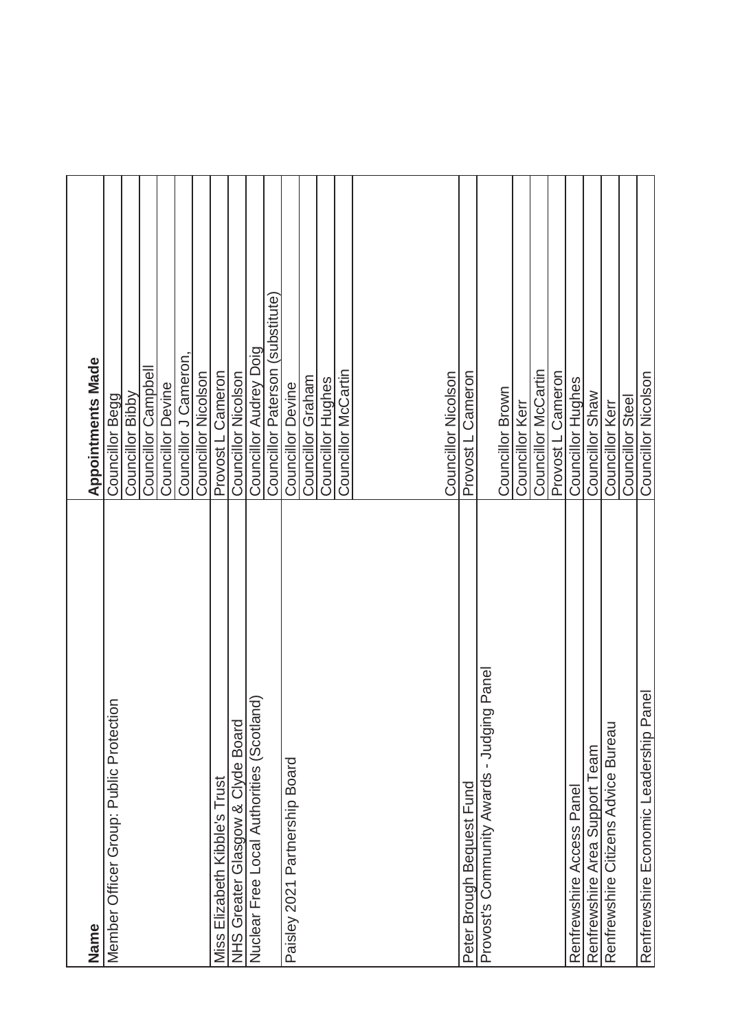| Name | Appointments Made |
| --- | --- |
| Member Officer Group: Public Protection | Councillor Begg |
| | Councillor Bibby |
| | Councillor Campbell |
| | Councillor Devine |
| | Councillor J Cameron, |
| | Councillor Nicolson |
| Miss Elizabeth Kibble's Trust | Provost L Cameron |
| NHS Greater Glasgow & Clyde Board | Councillor Nicolson |
| Nuclear Free Local Authorities (Scotland) | Councillor Audrey Doig |
| | Councillor Paterson (substitute) |
| Paisley 2021 Partnership Board | Councillor Devine |
| | Councillor Graham |
| | Councillor Hughes |
| | Councillor McCartin |
| Peter Brough Bequest Fund | Councillor Nicolson |
| Provost's Community Awards - Judging Panel | Provost L Cameron |
| | Councillor Brown |
| | Councillor Kerr |
| | Councillor McCartin |
| | Provost L Cameron |
| Renfrewshire Access Panel | Councillor Hughes |
| Renfrewshire Area Support Team | Councillor Shaw |
| Renfrewshire Citizens Advice Bureau | Councillor Kerr |
| | Councillor Steel |
| Renfrewshire Economic Leadership Panel | Councillor Nicolson |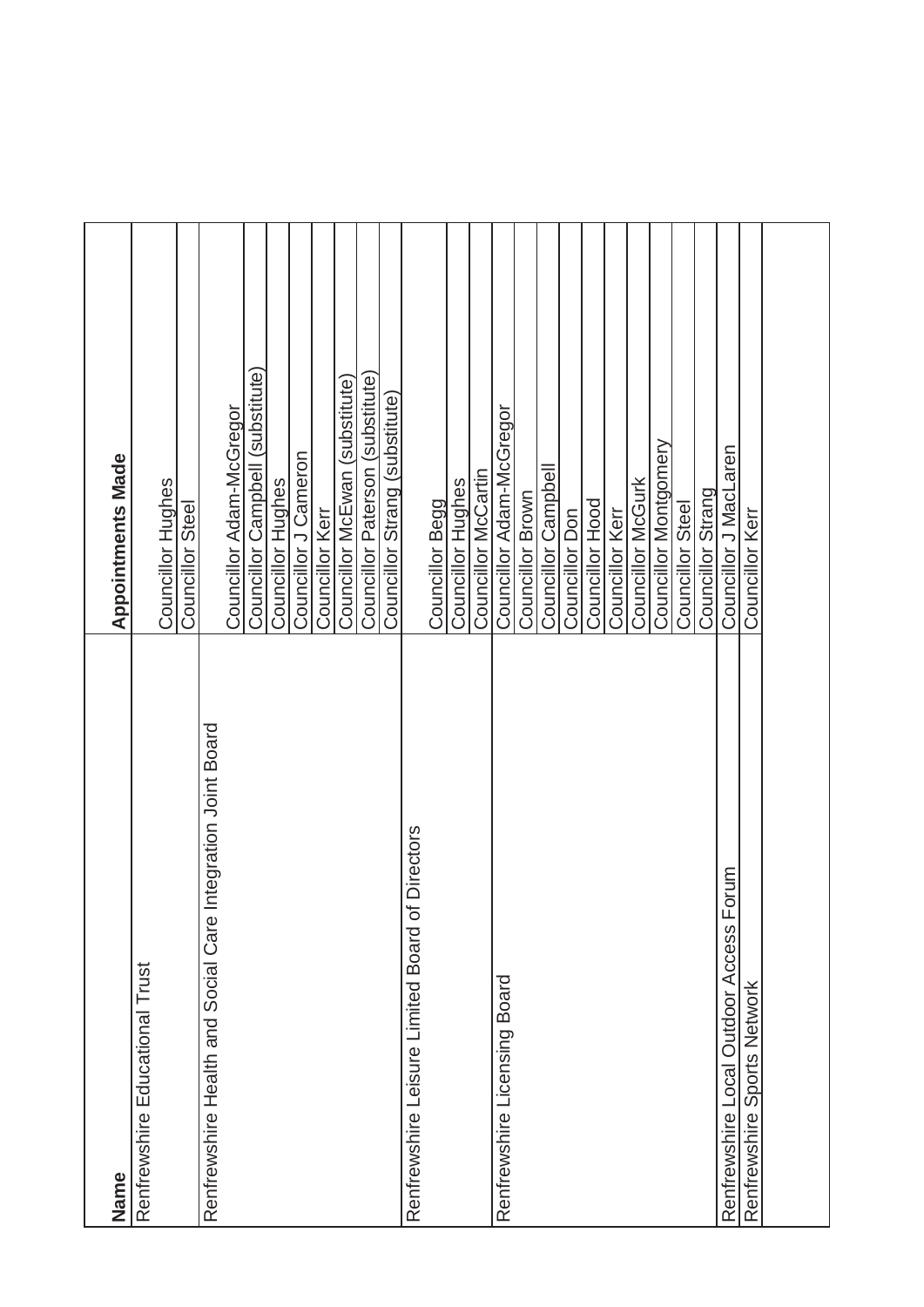| Name | Appointments Made |
| --- | --- |
| Renfrewshire Educational Trust | Councillor Hughes |
| | Councillor Steel |
| Renfrewshire Health and Social Care Integration Joint Board | Councillor Adam-McGregor |
| | Councillor Campbell (substitute) |
| | Councillor Hughes |
| | Councillor J Cameron |
| | Councillor Kerr |
| | Councillor McEwan (substitute) |
| | Councillor Paterson (substitute) |
| | Councillor Strang (substitute) |
| Renfrewshire Leisure Limited Board of Directors | Councillor Begg |
| | Councillor Hughes |
| | Councillor McCartin |
| Renfrewshire Licensing Board | Councillor Adam-McGregor |
| | Councillor Brown |
| | Councillor Campbell |
| | Councillor Don |
| | Councillor Hood |
| | Councillor Kerr |
| | Councillor McGurk |
| | Councillor Montgomery |
| | Councillor Steel |
| | Councillor Strang |
| Renfrewshire Local Outdoor Access Forum | Councillor J MacLaren |
| Renfrewshire Sports Network | Councillor Kerr |
| | |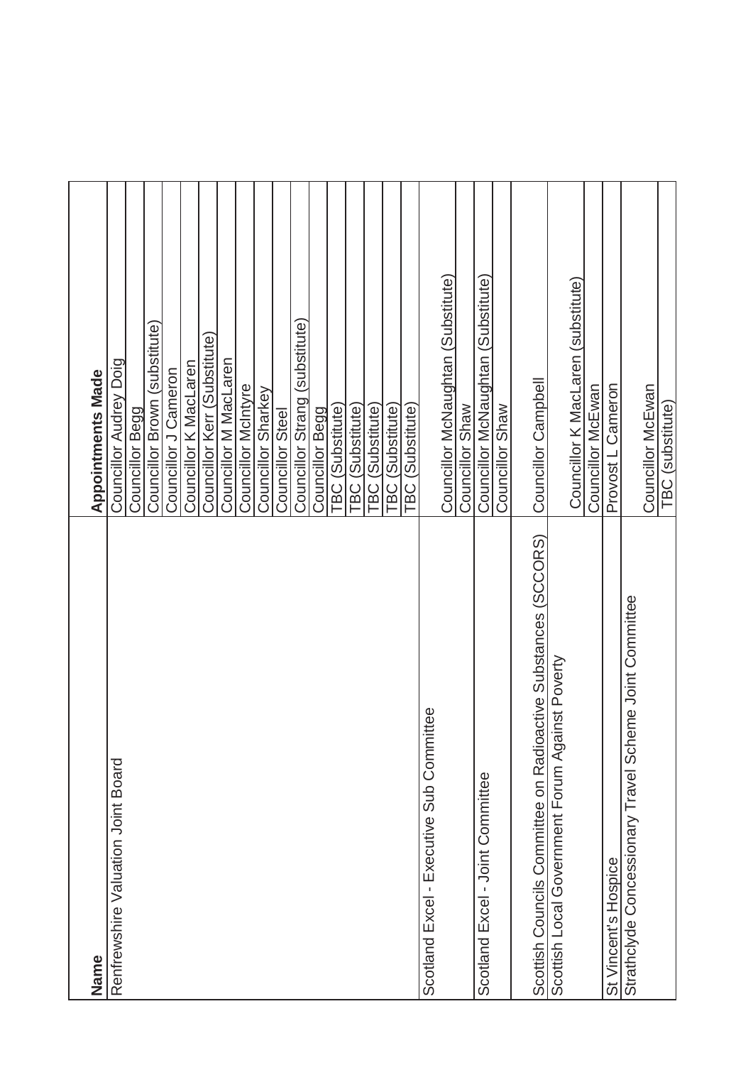| Name | Appointments Made |
| --- | --- |
| Renfrewshire Valuation Joint Board | Councillor Audrey Doig |
| | Councillor Begg |
| | Councillor Brown (substitute) |
| | Councillor J Cameron |
| | Councillor K MacLaren |
| | Councillor Kerr (Substitute) |
| | Councillor M MacLaren |
| | Councillor McIntyre |
| | Councillor Sharkey |
| | Councillor Steel |
| | Councillor Strang (substitute) |
| | Councillor Begg |
| | TBC (Substitute) |
| | TBC (Substitute) |
| | TBC (Substitute) |
| | TBC (Substitute) |
| | TBC (Substitute) |
| Scotland Excel - Executive Sub Committee | Councillor McNaughtan (Substitute) |
| | Councillor Shaw |
| Scotland Excel - Joint Committee | Councillor McNaughtan (Substitute) |
| | Councillor Shaw |
| Scottish Councils Committee on Radioactive Substances (SCCORS) | Councillor Campbell |
| Scottish Local Government Forum Against Poverty | Councillor K MacLaren (substitute) |
| | Councillor McEwan |
| St Vincent's Hospice | Provost L Cameron |
| Strathclyde Concessionary Travel Scheme Joint Committee | Councillor McEwan |
| | TBC (substitute) |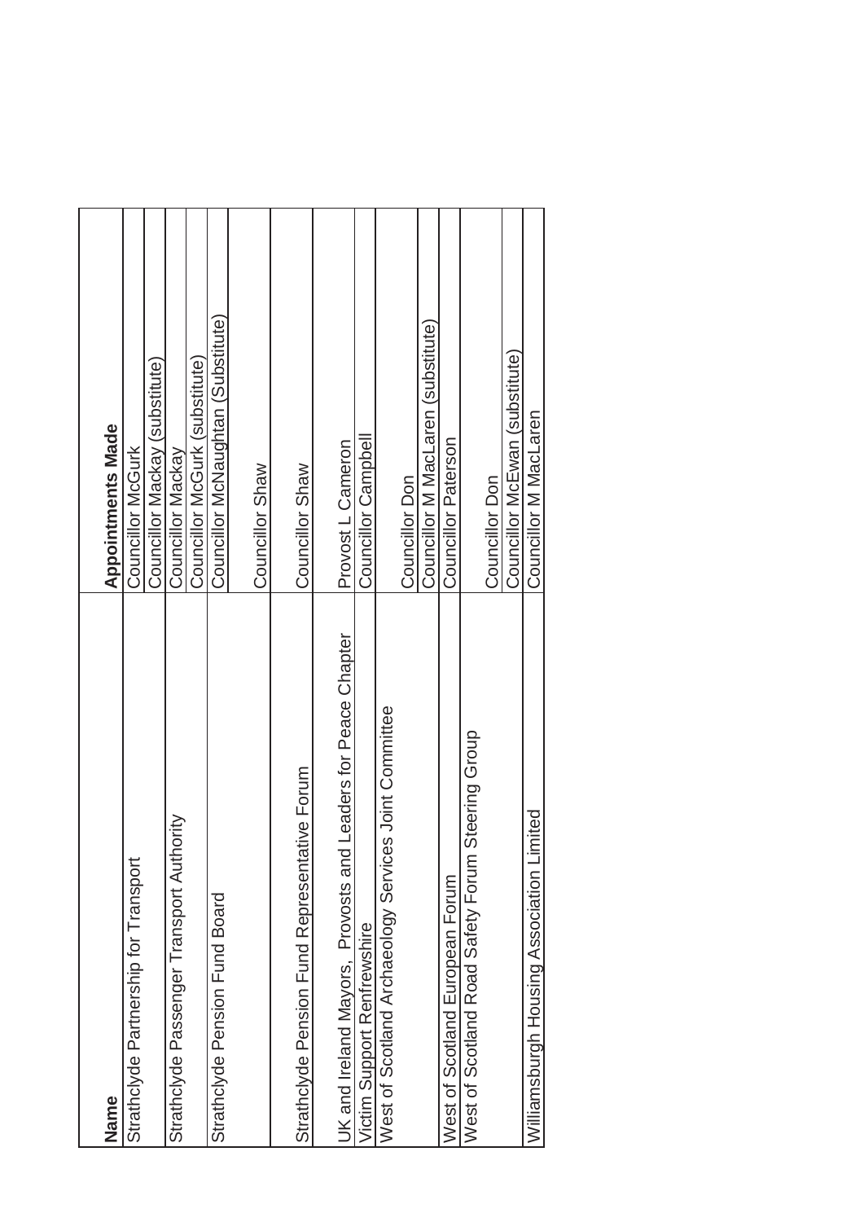| Name | Appointments Made |
| --- | --- |
| Strathclyde Partnership for Transport | Councillor McGurk |
| | Councillor Mackay (substitute) |
| Strathclyde Passenger Transport Authority | Councillor Mackay |
| | Councillor McGurk (substitute) |
| Strathclyde Pension Fund Board | Councillor McNaughtan (Substitute) |
| | Councillor Shaw |
| Strathclyde Pension Fund Representative Forum | Councillor Shaw |
| UK and Ireland Mayors, Provosts and Leaders for Peace Chapter | Provost L Cameron |
| Victim Support Renfrewshire | Councillor Campbell |
| West of Scotland Archaeology Services Joint Committee | Councillor Don |
| | Councillor M MacLaren (substitute) |
| West of Scotland European Forum | Councillor Paterson |
| West of Scotland Road Safety Forum Steering Group | Councillor Don |
| | Councillor McEwan (substitute) |
| Williamsburgh Housing Association Limited | Councillor M MacLaren |